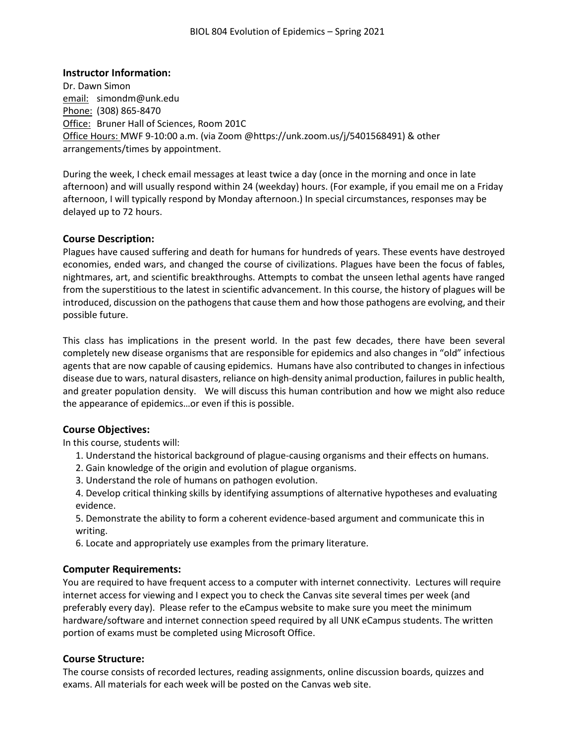## Instructor Information:

Dr. Dawn Simon
email: simondm@unk.edu
Phone: (308) 865-8470
Office: Bruner Hall of Sciences, Room 201C
Office Hours: MWF 9-10:00 a.m. (via Zoom @https://unk.zoom.us/j/5401568491) & other arrangements/times by appointment.

During the week, I check email messages at least twice a day (once in the morning and once in late afternoon) and will usually respond within 24 (weekday) hours. (For example, if you email me on a Friday afternoon, I will typically respond by Monday afternoon.) In special circumstances, responses may be delayed up to 72 hours.

## Course Description:

Plagues have caused suffering and death for humans for hundreds of years. These events have destroyed economies, ended wars, and changed the course of civilizations. Plagues have been the focus of fables, nightmares, art, and scientific breakthroughs. Attempts to combat the unseen lethal agents have ranged from the superstitious to the latest in scientific advancement. In this course, the history of plagues will be introduced, discussion on the pathogens that cause them and how those pathogens are evolving, and their possible future.

This class has implications in the present world. In the past few decades, there have been several completely new disease organisms that are responsible for epidemics and also changes in "old" infectious agents that are now capable of causing epidemics. Humans have also contributed to changes in infectious disease due to wars, natural disasters, reliance on high-density animal production, failures in public health, and greater population density. We will discuss this human contribution and how we might also reduce the appearance of epidemics…or even if this is possible.

## Course Objectives:

In this course, students will:

1. Understand the historical background of plague-causing organisms and their effects on humans.
2. Gain knowledge of the origin and evolution of plague organisms.
3. Understand the role of humans on pathogen evolution.
4. Develop critical thinking skills by identifying assumptions of alternative hypotheses and evaluating evidence.
5. Demonstrate the ability to form a coherent evidence-based argument and communicate this in writing.
6. Locate and appropriately use examples from the primary literature.

## Computer Requirements:

You are required to have frequent access to a computer with internet connectivity. Lectures will require internet access for viewing and I expect you to check the Canvas site several times per week (and preferably every day). Please refer to the eCampus website to make sure you meet the minimum hardware/software and internet connection speed required by all UNK eCampus students. The written portion of exams must be completed using Microsoft Office.

## Course Structure:

The course consists of recorded lectures, reading assignments, online discussion boards, quizzes and exams. All materials for each week will be posted on the Canvas web site.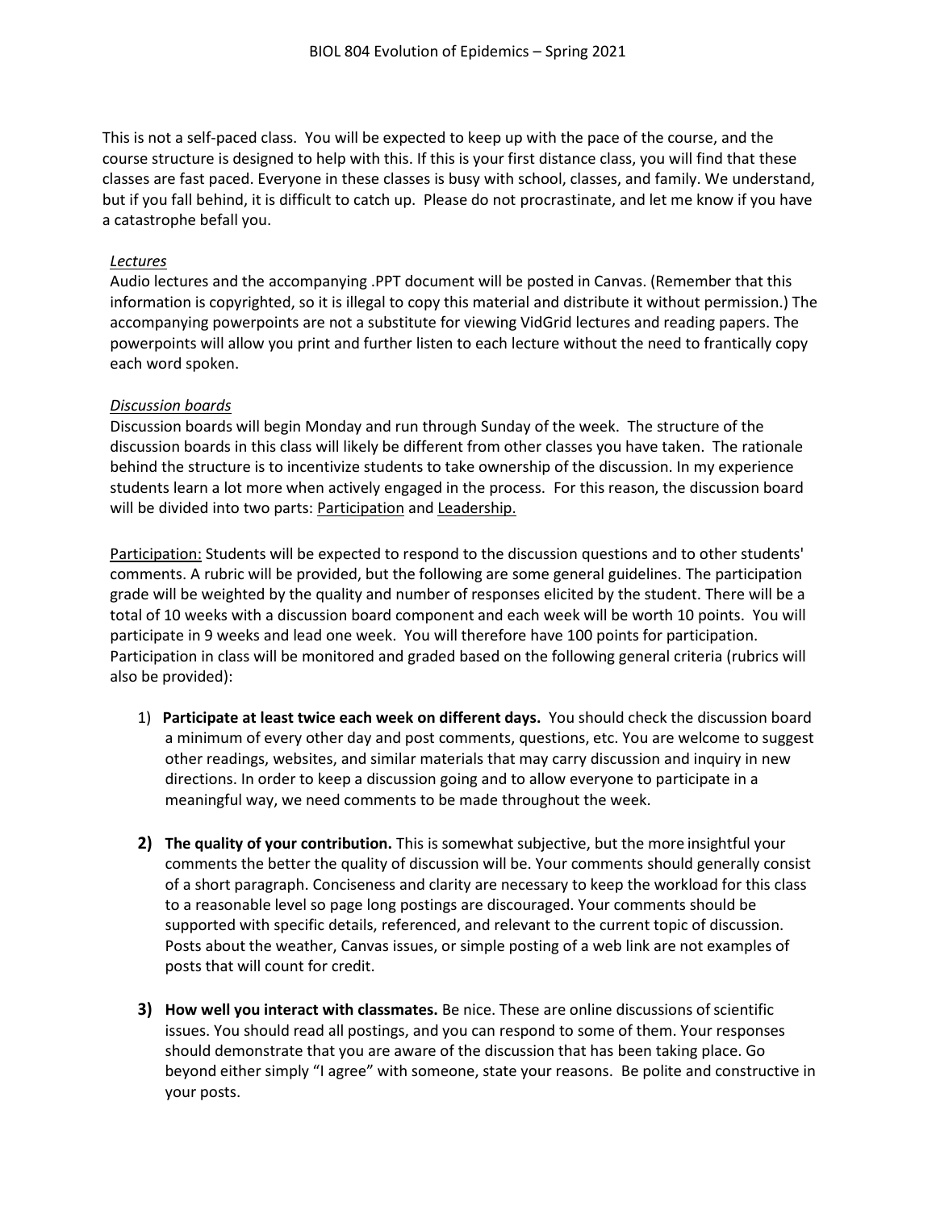This is not a self-paced class. You will be expected to keep up with the pace of the course, and the course structure is designed to help with this. If this is your first distance class, you will find that these classes are fast paced. Everyone in these classes is busy with school, classes, and family. We understand, but if you fall behind, it is difficult to catch up. Please do not procrastinate, and let me know if you have a catastrophe befall you.

*Lectures*

Audio lectures and the accompanying .PPT document will be posted in Canvas. (Remember that this information is copyrighted, so it is illegal to copy this material and distribute it without permission.) The accompanying powerpoints are not a substitute for viewing VidGrid lectures and reading papers. The powerpoints will allow you print and further listen to each lecture without the need to frantically copy each word spoken.

*Discussion boards*

Discussion boards will begin Monday and run through Sunday of the week. The structure of the discussion boards in this class will likely be different from other classes you have taken. The rationale behind the structure is to incentivize students to take ownership of the discussion. In my experience students learn a lot more when actively engaged in the process. For this reason, the discussion board will be divided into two parts: <u>Participation</u> and <u>Leadership.</u>

<u>Participation:</u> Students will be expected to respond to the discussion questions and to other students' comments. A rubric will be provided, but the following are some general guidelines. The participation grade will be weighted by the quality and number of responses elicited by the student. There will be a total of 10 weeks with a discussion board component and each week will be worth 10 points. You will participate in 9 weeks and lead one week. You will therefore have 100 points for participation. Participation in class will be monitored and graded based on the following general criteria (rubrics will also be provided):

1) **Participate at least twice each week on different days.** You should check the discussion board a minimum of every other day and post comments, questions, etc. You are welcome to suggest other readings, websites, and similar materials that may carry discussion and inquiry in new directions. In order to keep a discussion going and to allow everyone to participate in a meaningful way, we need comments to be made throughout the week.

2) **The quality of your contribution.** This is somewhat subjective, but the more insightful your comments the better the quality of discussion will be. Your comments should generally consist of a short paragraph. Conciseness and clarity are necessary to keep the workload for this class to a reasonable level so page long postings are discouraged. Your comments should be supported with specific details, referenced, and relevant to the current topic of discussion. Posts about the weather, Canvas issues, or simple posting of a web link are not examples of posts that will count for credit.

3) **How well you interact with classmates.** Be nice. These are online discussions of scientific issues. You should read all postings, and you can respond to some of them. Your responses should demonstrate that you are aware of the discussion that has been taking place. Go beyond either simply "I agree" with someone, state your reasons. Be polite and constructive in your posts.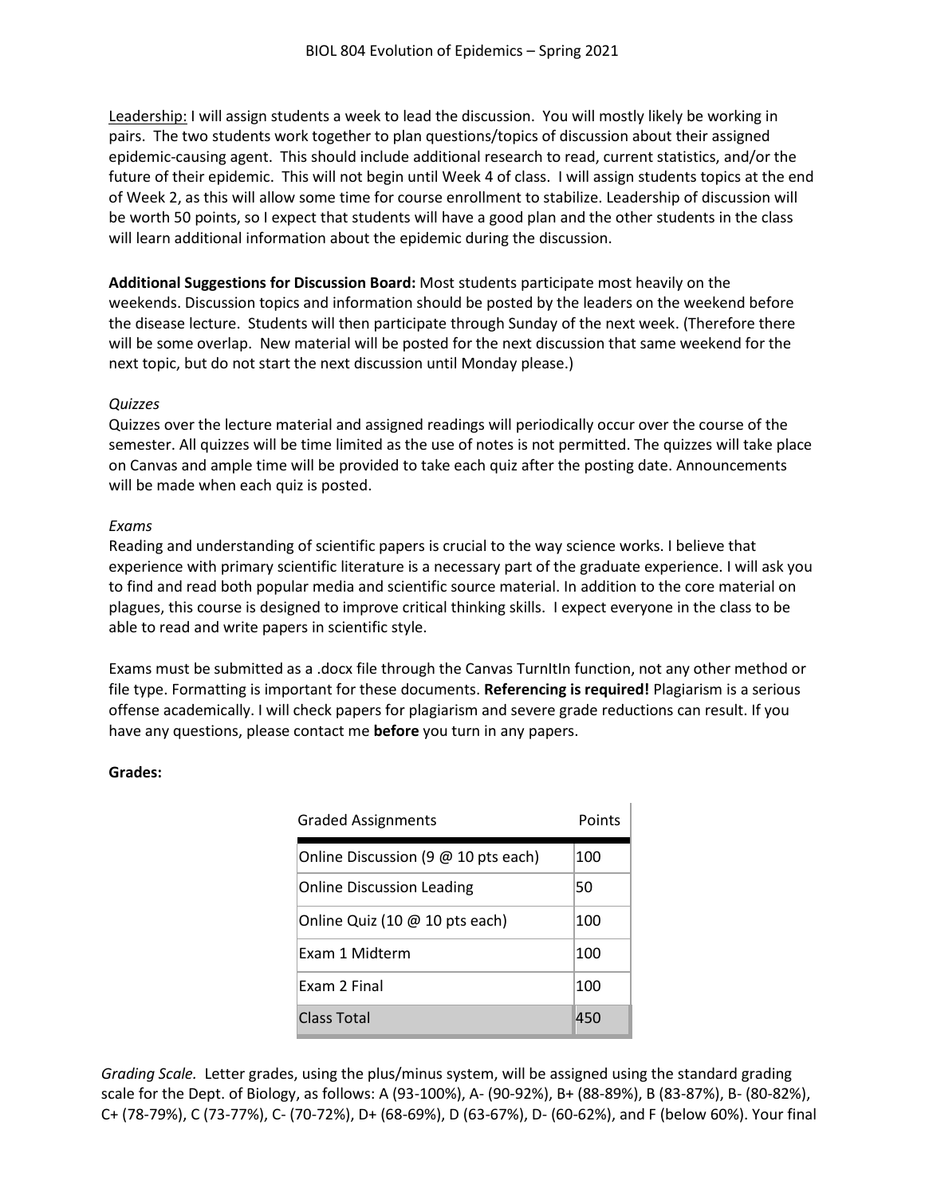Leadership: I will assign students a week to lead the discussion. You will mostly likely be working in pairs. The two students work together to plan questions/topics of discussion about their assigned epidemic-causing agent. This should include additional research to read, current statistics, and/or the future of their epidemic. This will not begin until Week 4 of class. I will assign students topics at the end of Week 2, as this will allow some time for course enrollment to stabilize. Leadership of discussion will be worth 50 points, so I expect that students will have a good plan and the other students in the class will learn additional information about the epidemic during the discussion.

**Additional Suggestions for Discussion Board:** Most students participate most heavily on the weekends. Discussion topics and information should be posted by the leaders on the weekend before the disease lecture. Students will then participate through Sunday of the next week. (Therefore there will be some overlap. New material will be posted for the next discussion that same weekend for the next topic, but do not start the next discussion until Monday please.)

*Quizzes*

Quizzes over the lecture material and assigned readings will periodically occur over the course of the semester. All quizzes will be time limited as the use of notes is not permitted. The quizzes will take place on Canvas and ample time will be provided to take each quiz after the posting date. Announcements will be made when each quiz is posted.

*Exams*

Reading and understanding of scientific papers is crucial to the way science works. I believe that experience with primary scientific literature is a necessary part of the graduate experience. I will ask you to find and read both popular media and scientific source material. In addition to the core material on plagues, this course is designed to improve critical thinking skills. I expect everyone in the class to be able to read and write papers in scientific style.

Exams must be submitted as a .docx file through the Canvas TurnItIn function, not any other method or file type. Formatting is important for these documents. **Referencing is required!** Plagiarism is a serious offense academically. I will check papers for plagiarism and severe grade reductions can result. If you have any questions, please contact me **before** you turn in any papers.

**Grades:**

| Graded Assignments | Points |
|---|---|
| Online Discussion (9 @ 10 pts each) | 100 |
| Online Discussion Leading | 50 |
| Online Quiz (10 @ 10 pts each) | 100 |
| Exam 1 Midterm | 100 |
| Exam 2 Final | 100 |
| Class Total | 450 |

*Grading Scale.* Letter grades, using the plus/minus system, will be assigned using the standard grading scale for the Dept. of Biology, as follows: A (93-100%), A- (90-92%), B+ (88-89%), B (83-87%), B- (80-82%), C+ (78-79%), C (73-77%), C- (70-72%), D+ (68-69%), D (63-67%), D- (60-62%), and F (below 60%). Your final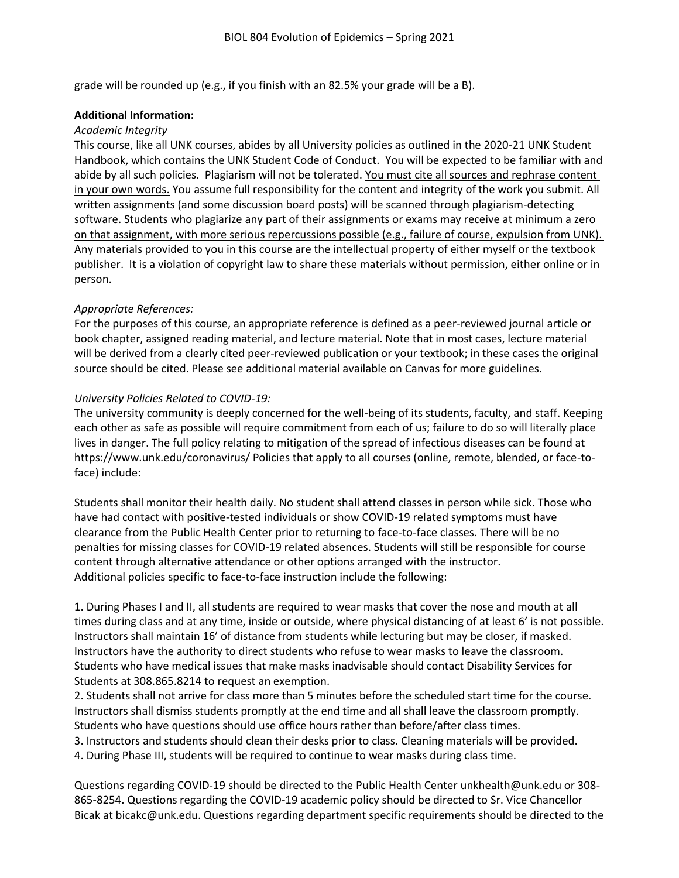grade will be rounded up (e.g., if you finish with an 82.5% your grade will be a B).

**Additional Information:**

*Academic Integrity*

This course, like all UNK courses, abides by all University policies as outlined in the 2020-21 UNK Student Handbook, which contains the UNK Student Code of Conduct. You will be expected to be familiar with and abide by all such policies. Plagiarism will not be tolerated. <u>You must cite all sources and rephrase content in your own words.</u> You assume full responsibility for the content and integrity of the work you submit. All written assignments (and some discussion board posts) will be scanned through plagiarism-detecting software. <u>Students who plagiarize any part of their assignments or exams may receive at minimum a zero on that assignment, with more serious repercussions possible (e.g., failure of course, expulsion from UNK).</u> Any materials provided to you in this course are the intellectual property of either myself or the textbook publisher. It is a violation of copyright law to share these materials without permission, either online or in person.

*Appropriate References:*

For the purposes of this course, an appropriate reference is defined as a peer-reviewed journal article or book chapter, assigned reading material, and lecture material. Note that in most cases, lecture material will be derived from a clearly cited peer-reviewed publication or your textbook; in these cases the original source should be cited. Please see additional material available on Canvas for more guidelines.

*University Policies Related to COVID-19:*

The university community is deeply concerned for the well-being of its students, faculty, and staff. Keeping each other as safe as possible will require commitment from each of us; failure to do so will literally place lives in danger. The full policy relating to mitigation of the spread of infectious diseases can be found at https://www.unk.edu/coronavirus/ Policies that apply to all courses (online, remote, blended, or face-to-face) include:

Students shall monitor their health daily. No student shall attend classes in person while sick. Those who have had contact with positive-tested individuals or show COVID-19 related symptoms must have clearance from the Public Health Center prior to returning to face-to-face classes. There will be no penalties for missing classes for COVID-19 related absences. Students will still be responsible for course content through alternative attendance or other options arranged with the instructor.
Additional policies specific to face-to-face instruction include the following:

1. During Phases I and II, all students are required to wear masks that cover the nose and mouth at all times during class and at any time, inside or outside, where physical distancing of at least 6' is not possible. Instructors shall maintain 16' of distance from students while lecturing but may be closer, if masked. Instructors have the authority to direct students who refuse to wear masks to leave the classroom. Students who have medical issues that make masks inadvisable should contact Disability Services for Students at 308.865.8214 to request an exemption.
2. Students shall not arrive for class more than 5 minutes before the scheduled start time for the course. Instructors shall dismiss students promptly at the end time and all shall leave the classroom promptly. Students who have questions should use office hours rather than before/after class times.
3. Instructors and students should clean their desks prior to class. Cleaning materials will be provided.
4. During Phase III, students will be required to continue to wear masks during class time.

Questions regarding COVID-19 should be directed to the Public Health Center unkhealth@unk.edu or 308-865-8254. Questions regarding the COVID-19 academic policy should be directed to Sr. Vice Chancellor Bicak at bicakc@unk.edu. Questions regarding department specific requirements should be directed to the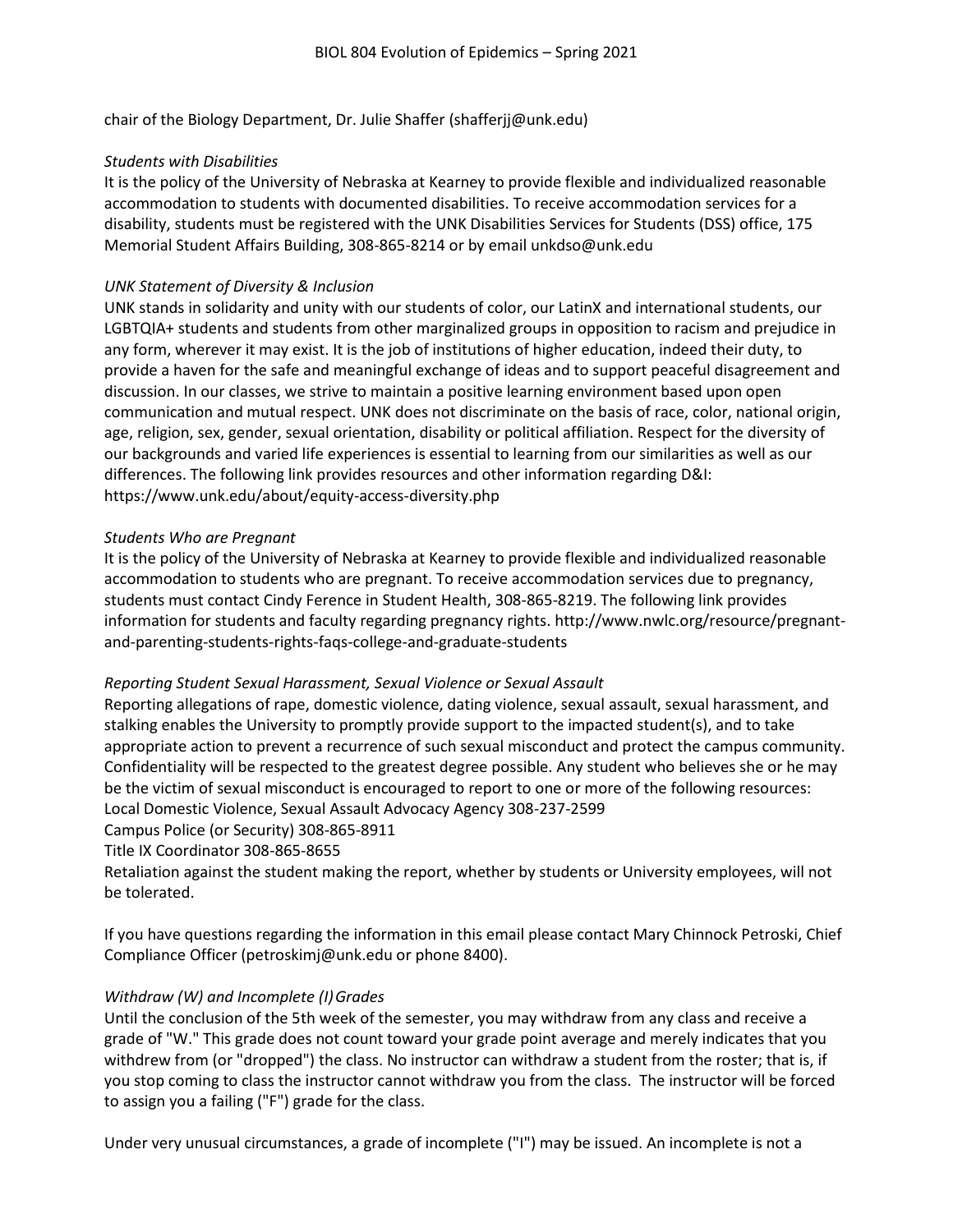chair of the Biology Department, Dr. Julie Shaffer (shafferjj@unk.edu)

*Students with Disabilities*

It is the policy of the University of Nebraska at Kearney to provide flexible and individualized reasonable accommodation to students with documented disabilities. To receive accommodation services for a disability, students must be registered with the UNK Disabilities Services for Students (DSS) office, 175 Memorial Student Affairs Building, 308-865-8214 or by email unkdso@unk.edu

*UNK Statement of Diversity & Inclusion*

UNK stands in solidarity and unity with our students of color, our LatinX and international students, our LGBTQIA+ students and students from other marginalized groups in opposition to racism and prejudice in any form, wherever it may exist. It is the job of institutions of higher education, indeed their duty, to provide a haven for the safe and meaningful exchange of ideas and to support peaceful disagreement and discussion. In our classes, we strive to maintain a positive learning environment based upon open communication and mutual respect. UNK does not discriminate on the basis of race, color, national origin, age, religion, sex, gender, sexual orientation, disability or political affiliation. Respect for the diversity of our backgrounds and varied life experiences is essential to learning from our similarities as well as our differences. The following link provides resources and other information regarding D&I: https://www.unk.edu/about/equity-access-diversity.php

*Students Who are Pregnant*

It is the policy of the University of Nebraska at Kearney to provide flexible and individualized reasonable accommodation to students who are pregnant. To receive accommodation services due to pregnancy, students must contact Cindy Ference in Student Health, 308-865-8219. The following link provides information for students and faculty regarding pregnancy rights. http://www.nwlc.org/resource/pregnant-and-parenting-students-rights-faqs-college-and-graduate-students

*Reporting Student Sexual Harassment, Sexual Violence or Sexual Assault*

Reporting allegations of rape, domestic violence, dating violence, sexual assault, sexual harassment, and stalking enables the University to promptly provide support to the impacted student(s), and to take appropriate action to prevent a recurrence of such sexual misconduct and protect the campus community. Confidentiality will be respected to the greatest degree possible. Any student who believes she or he may be the victim of sexual misconduct is encouraged to report to one or more of the following resources:
Local Domestic Violence, Sexual Assault Advocacy Agency 308-237-2599
Campus Police (or Security) 308-865-8911
Title IX Coordinator 308-865-8655
Retaliation against the student making the report, whether by students or University employees, will not be tolerated.

If you have questions regarding the information in this email please contact Mary Chinnock Petroski, Chief Compliance Officer (petroskimj@unk.edu or phone 8400).

*Withdraw (W) and Incomplete (I) Grades*

Until the conclusion of the 5th week of the semester, you may withdraw from any class and receive a grade of "W." This grade does not count toward your grade point average and merely indicates that you withdrew from (or "dropped") the class. No instructor can withdraw a student from the roster; that is, if you stop coming to class the instructor cannot withdraw you from the class. The instructor will be forced to assign you a failing ("F") grade for the class.

Under very unusual circumstances, a grade of incomplete ("I") may be issued. An incomplete is not a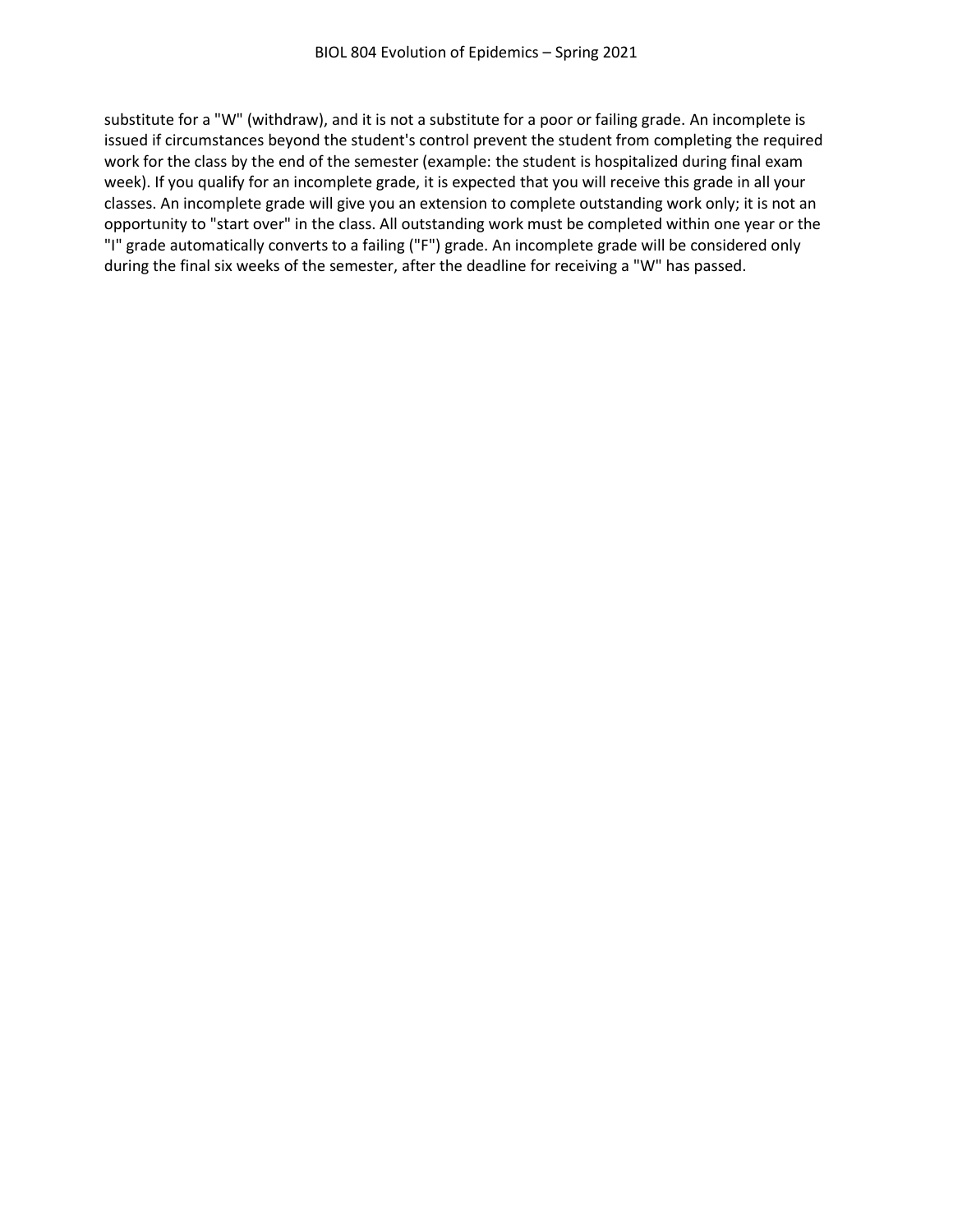substitute for a "W" (withdraw), and it is not a substitute for a poor or failing grade. An incomplete is issued if circumstances beyond the student's control prevent the student from completing the required work for the class by the end of the semester (example: the student is hospitalized during final exam week). If you qualify for an incomplete grade, it is expected that you will receive this grade in all your classes. An incomplete grade will give you an extension to complete outstanding work only; it is not an opportunity to "start over" in the class. All outstanding work must be completed within one year or the "I" grade automatically converts to a failing ("F") grade. An incomplete grade will be considered only during the final six weeks of the semester, after the deadline for receiving a "W" has passed.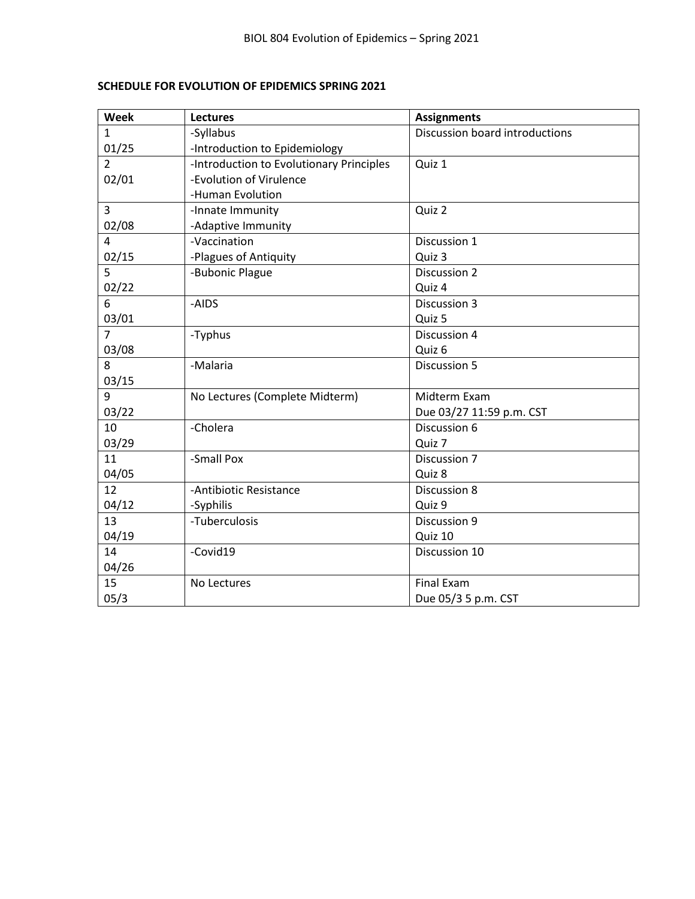**SCHEDULE FOR EVOLUTION OF EPIDEMICS SPRING 2021**

| Week | Lectures | Assignments |
|---|---|---|
| 1<br>01/25 | -Syllabus<br>-Introduction to Epidemiology | Discussion board introductions |
| 2<br>02/01 | -Introduction to Evolutionary Principles<br>-Evolution of Virulence<br>-Human Evolution | Quiz 1 |
| 3<br>02/08 | -Innate Immunity<br>-Adaptive Immunity | Quiz 2 |
| 4<br>02/15 | -Vaccination<br>-Plagues of Antiquity | Discussion 1<br>Quiz 3 |
| 5<br>02/22 | -Bubonic Plague | Discussion 2<br>Quiz 4 |
| 6<br>03/01 | -AIDS | Discussion 3<br>Quiz 5 |
| 7<br>03/08 | -Typhus | Discussion 4<br>Quiz 6 |
| 8<br>03/15 | -Malaria | Discussion 5 |
| 9<br>03/22 | No Lectures (Complete Midterm) | Midterm Exam<br>Due 03/27 11:59 p.m. CST |
| 10<br>03/29 | -Cholera | Discussion 6<br>Quiz 7 |
| 11<br>04/05 | -Small Pox | Discussion 7<br>Quiz 8 |
| 12<br>04/12 | -Antibiotic Resistance<br>-Syphilis | Discussion 8<br>Quiz 9 |
| 13<br>04/19 | -Tuberculosis | Discussion 9<br>Quiz 10 |
| 14<br>04/26 | -Covid19 | Discussion 10 |
| 15<br>05/3 | No Lectures | Final Exam<br>Due 05/3 5 p.m. CST |